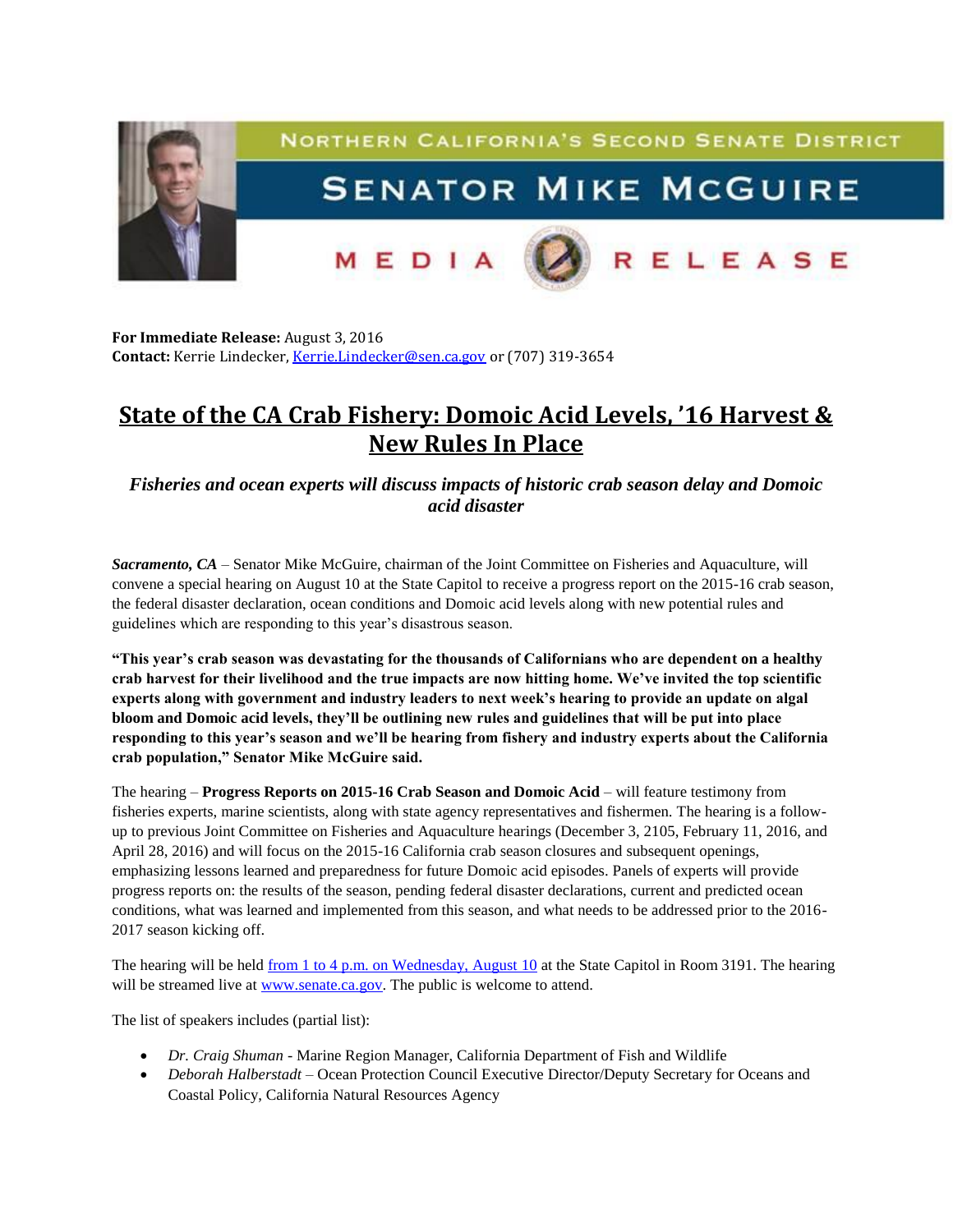NORTHERN CALIFORNIA'S SECOND SENATE DISTRICT

SENATOR MIKE MCGUIRE

MEDIA RELEASE

**For Immediate Release:** August 3, 2016
**Contact:** Kerrie Lindecker, Kerrie.Lindecker@sen.ca.gov or (707) 319-3654

# State of the CA Crab Fishery: Domoic Acid Levels, '16 Harvest & New Rules In Place

### *Fisheries and ocean experts will discuss impacts of historic crab season delay and Domoic acid disaster*

***Sacramento, CA*** – Senator Mike McGuire, chairman of the Joint Committee on Fisheries and Aquaculture, will convene a special hearing on August 10 at the State Capitol to receive a progress report on the 2015-16 crab season, the federal disaster declaration, ocean conditions and Domoic acid levels along with new potential rules and guidelines which are responding to this year's disastrous season.

**"This year's crab season was devastating for the thousands of Californians who are dependent on a healthy crab harvest for their livelihood and the true impacts are now hitting home. We've invited the top scientific experts along with government and industry leaders to next week's hearing to provide an update on algal bloom and Domoic acid levels, they'll be outlining new rules and guidelines that will be put into place responding to this year's season and we'll be hearing from fishery and industry experts about the California crab population," Senator Mike McGuire said.**

The hearing – **Progress Reports on 2015-16 Crab Season and Domoic Acid** – will feature testimony from fisheries experts, marine scientists, along with state agency representatives and fishermen. The hearing is a follow-up to previous Joint Committee on Fisheries and Aquaculture hearings (December 3, 2105, February 11, 2016, and April 28, 2016) and will focus on the 2015-16 California crab season closures and subsequent openings, emphasizing lessons learned and preparedness for future Domoic acid episodes. Panels of experts will provide progress reports on: the results of the season, pending federal disaster declarations, current and predicted ocean conditions, what was learned and implemented from this season, and what needs to be addressed prior to the 2016-2017 season kicking off.

The hearing will be held from 1 to 4 p.m. on Wednesday, August 10 at the State Capitol in Room 3191. The hearing will be streamed live at www.senate.ca.gov. The public is welcome to attend.

The list of speakers includes (partial list):

- *Dr. Craig Shuman* - Marine Region Manager, California Department of Fish and Wildlife
- *Deborah Halberstadt* – Ocean Protection Council Executive Director/Deputy Secretary for Oceans and Coastal Policy, California Natural Resources Agency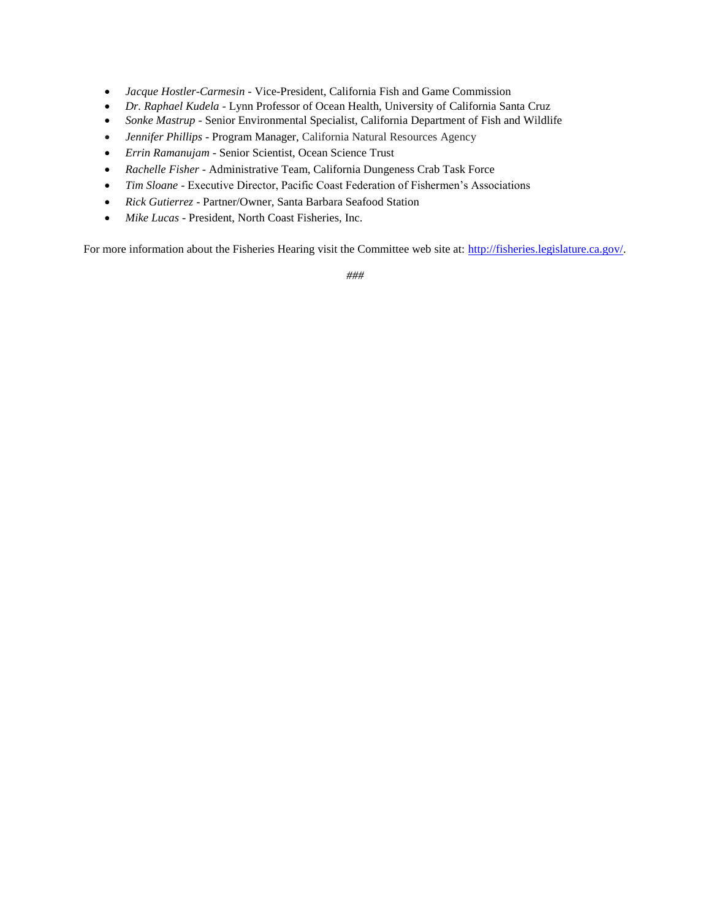- *Jacque Hostler-Carmesin* - Vice-President, California Fish and Game Commission
- *Dr. Raphael Kudela* - Lynn Professor of Ocean Health, University of California Santa Cruz
- *Sonke Mastrup* - Senior Environmental Specialist, California Department of Fish and Wildlife
- *Jennifer Phillips* - Program Manager, California Natural Resources Agency
- *Errin Ramanujam* - Senior Scientist, Ocean Science Trust
- *Rachelle Fisher* - Administrative Team, California Dungeness Crab Task Force
- *Tim Sloane* - Executive Director, Pacific Coast Federation of Fishermen's Associations
- *Rick Gutierrez* - Partner/Owner, Santa Barbara Seafood Station
- *Mike Lucas* - President, North Coast Fisheries, Inc.

For more information about the Fisheries Hearing visit the Committee web site at: [http://fisheries.legislature.ca.gov/](http://fisheries.legislature.ca.gov/).

*###*